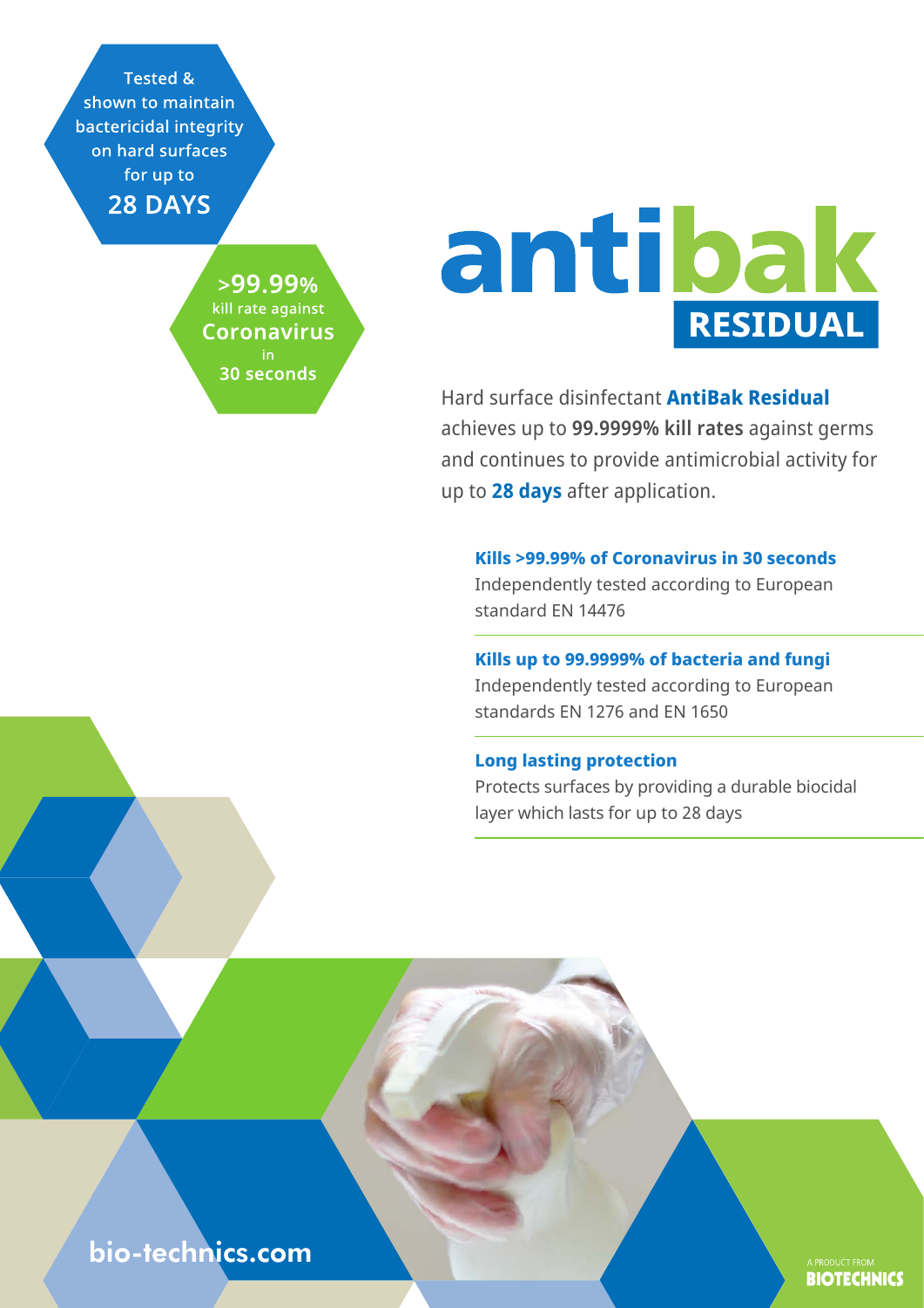Tested & shown to maintain bactericidal integrity on hard surfaces for up to **28 DAYS**

**>99.99%** kill rate against **Coronavirus** in **30 seconds**

# antibak RESIDUAL

Hard surface disinfectant **AntiBak Residual** achieves up to **99.9999% kill rates** against germs and continues to provide antimicrobial activity for up to **28 days** after application.

**Kills >99.99% of Coronavirus in 30 seconds**
Independently tested according to European standard EN 14476

**Kills up to 99.9999% of bacteria and fungi**
Independently tested according to European standards EN 1276 and EN 1650

**Long lasting protection**
Protects surfaces by providing a durable biocidal layer which lasts for up to 28 days

bio-technics.com

A PRODUCT FROM BIOTECHNICS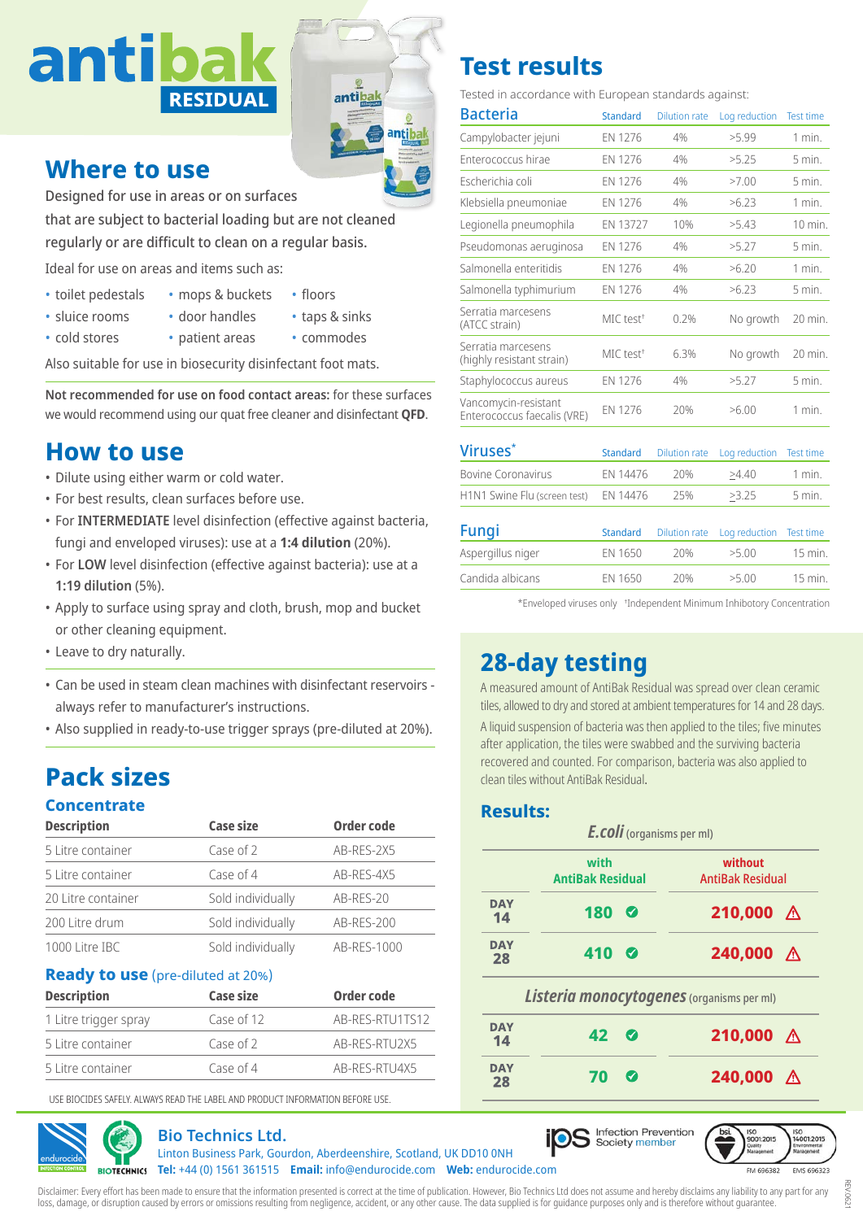# antibak RESIDUAL

## Where to use

Designed for use in areas or on surfaces that are subject to bacterial loading but are not cleaned regularly or are difficult to clean on a regular basis.

Ideal for use on areas and items such as:

- toilet pedestals
- sluice rooms
- cold stores
- mops & buckets
- door handles
- patient areas
- floors
- taps & sinks
- commodes

Also suitable for use in biosecurity disinfectant foot mats.

**Not recommended for use on food contact areas:** for these surfaces we would recommend using our quat free cleaner and disinfectant **QFD**.

## How to use

- Dilute using either warm or cold water.
- For best results, clean surfaces before use.
- For **INTERMEDIATE** level disinfection (effective against bacteria, fungi and enveloped viruses): use at a **1:4 dilution** (20%).
- For **LOW** level disinfection (effective against bacteria): use at a **1:19 dilution** (5%).
- Apply to surface using spray and cloth, brush, mop and bucket or other cleaning equipment.
- Leave to dry naturally.

- Can be used in steam clean machines with disinfectant reservoirs - always refer to manufacturer's instructions.
- Also supplied in ready-to-use trigger sprays (pre-diluted at 20%).

## Pack sizes

### Concentrate

| Description | Case size | Order code |
|---|---|---|
| 5 Litre container | Case of 2 | AB-RES-2X5 |
| 5 Litre container | Case of 4 | AB-RES-4X5 |
| 20 Litre container | Sold individually | AB-RES-20 |
| 200 Litre drum | Sold individually | AB-RES-200 |
| 1000 Litre IBC | Sold individually | AB-RES-1000 |

### Ready to use (pre-diluted at 20%)

| Description | Case size | Order code |
|---|---|---|
| 1 Litre trigger spray | Case of 12 | AB-RES-RTU1TS12 |
| 5 Litre container | Case of 2 | AB-RES-RTU2X5 |
| 5 Litre container | Case of 4 | AB-RES-RTU4X5 |

USE BIOCIDES SAFELY. ALWAYS READ THE LABEL AND PRODUCT INFORMATION BEFORE USE.

## Test results

Tested in accordance with European standards against:

| Bacteria | Standard | Dilution rate | Log reduction | Test time |
|---|---|---|---|---|
| Campylobacter jejuni | EN 1276 | 4% | >5.99 | 1 min. |
| Enterococcus hirae | EN 1276 | 4% | >5.25 | 5 min. |
| Escherichia coli | EN 1276 | 4% | >7.00 | 5 min. |
| Klebsiella pneumoniae | EN 1276 | 4% | >6.23 | 1 min. |
| Legionella pneumophila | EN 13727 | 10% | >5.43 | 10 min. |
| Pseudomonas aeruginosa | EN 1276 | 4% | >5.27 | 5 min. |
| Salmonella enteritidis | EN 1276 | 4% | >6.20 | 1 min. |
| Salmonella typhimurium | EN 1276 | 4% | >6.23 | 5 min. |
| Serratia marcesens (ATCC strain) | MIC test† | 0.2% | No growth | 20 min. |
| Serratia marcesens (highly resistant strain) | MIC test† | 6.3% | No growth | 20 min. |
| Staphylococcus aureus | EN 1276 | 4% | >5.27 | 5 min. |
| Vancomycin-resistant Enterococcus faecalis (VRE) | EN 1276 | 20% | >6.00 | 1 min. |

| Viruses* | Standard | Dilution rate | Log reduction | Test time |
|---|---|---|---|---|
| Bovine Coronavirus | EN 14476 | 20% | ≥4.40 | 1 min. |
| H1N1 Swine Flu (screen test) | EN 14476 | 25% | ≥3.25 | 5 min. |

| Fungi | Standard | Dilution rate | Log reduction | Test time |
|---|---|---|---|---|
| Aspergillus niger | EN 1650 | 20% | >5.00 | 15 min. |
| Candida albicans | EN 1650 | 20% | >5.00 | 15 min. |

*Enveloped viruses only †Independent Minimum Inhibitory Concentration

## 28-day testing

A measured amount of AntiBak Residual was spread over clean ceramic tiles, allowed to dry and stored at ambient temperatures for 14 and 28 days.

A liquid suspension of bacteria was then applied to the tiles; five minutes after application, the tiles were swabbed and the surviving bacteria recovered and counted. For comparison, bacteria was also applied to clean tiles without AntiBak Residual.

### Results:

***E.coli*** (organisms per ml)

| | with AntiBak Residual | without AntiBak Residual |
|---|---|---|
| DAY 14 | 180 ✔ | 210,000 ⚠ |
| DAY 28 | 410 ✔ | 240,000 ⚠ |

***Listeria monocytogenes*** (organisms per ml)

| | with AntiBak Residual | without AntiBak Residual |
|---|---|---|
| DAY 14 | 42 ✔ | 210,000 ⚠ |
| DAY 28 | 70 ✔ | 240,000 ⚠ |

**Bio Technics Ltd.**
Linton Business Park, Gourdon, Aberdeenshire, Scotland, UK DD10 0NH
**Tel:** +44 (0) 1561 361515 **Email:** info@endurocide.com **Web:** endurocide.com

Infection Prevention Society member

ISO 9001:2015 Quality Management FM 696382 — ISO 14001:2015 Environmental Management EMS 696323

Disclaimer: Every effort has been made to ensure that the information presented is correct at the time of publication. However, Bio Technics Ltd does not assume and hereby disclaims any liability to any part for any loss, damage, or disruption caused by errors or omissions resulting from negligence, accident, or any other cause. The data supplied is for guidance purposes only and is therefore without guarantee.

REV.0621